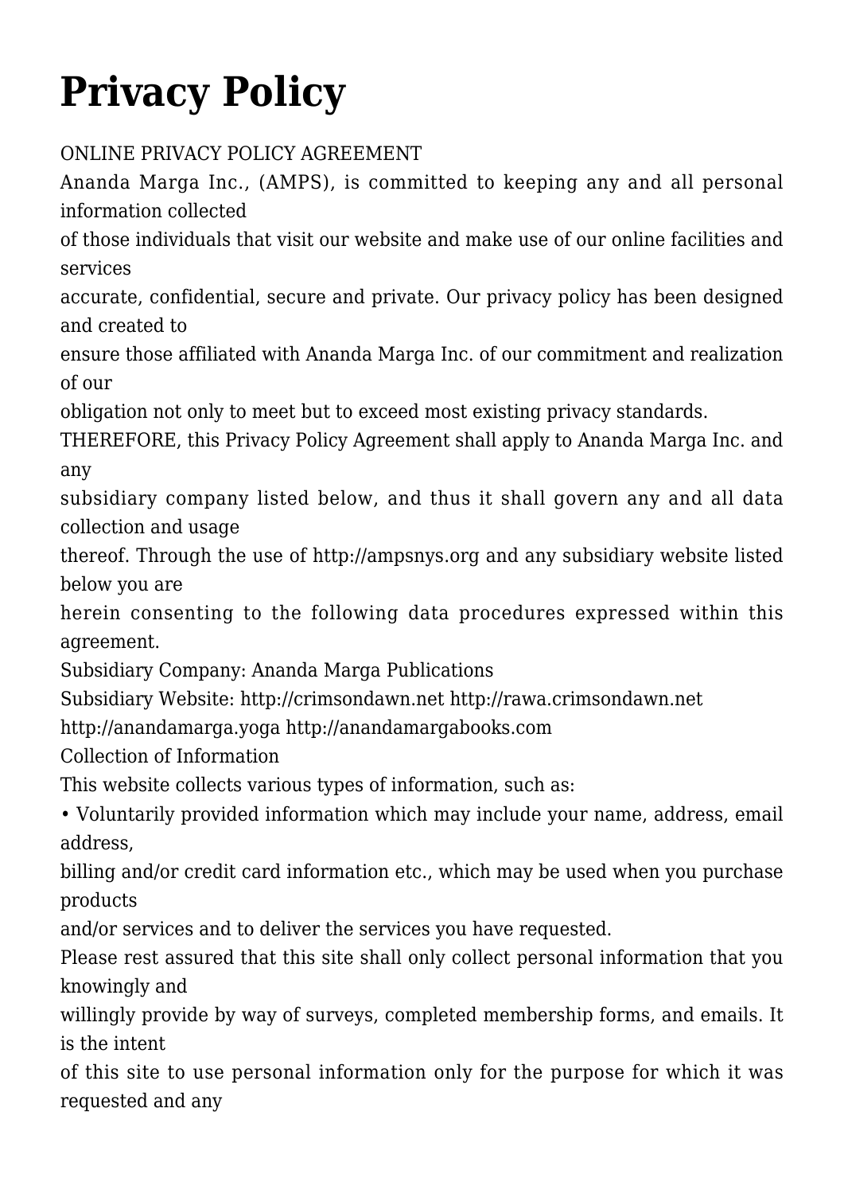# Privacy Policy

ONLINE PRIVACY POLICY AGREEMENT

Ananda Marga Inc., (AMPS), is committed to keeping any and all personal information collected of those individuals that visit our website and make use of our online facilities and services accurate, confidential, secure and private. Our privacy policy has been designed and created to ensure those affiliated with Ananda Marga Inc. of our commitment and realization of our obligation not only to meet but to exceed most existing privacy standards.

THEREFORE, this Privacy Policy Agreement shall apply to Ananda Marga Inc. and any subsidiary company listed below, and thus it shall govern any and all data collection and usage thereof. Through the use of http://ampsnys.org and any subsidiary website listed below you are herein consenting to the following data procedures expressed within this agreement.

Subsidiary Company: Ananda Marga Publications

Subsidiary Website: http://crimsondawn.net http://rawa.crimsondawn.net http://anandamarga.yoga http://anandamargabooks.com

Collection of Information

This website collects various types of information, such as:

- Voluntarily provided information which may include your name, address, email address, billing and/or credit card information etc., which may be used when you purchase products and/or services and to deliver the services you have requested.

Please rest assured that this site shall only collect personal information that you knowingly and willingly provide by way of surveys, completed membership forms, and emails. It is the intent of this site to use personal information only for the purpose for which it was requested and any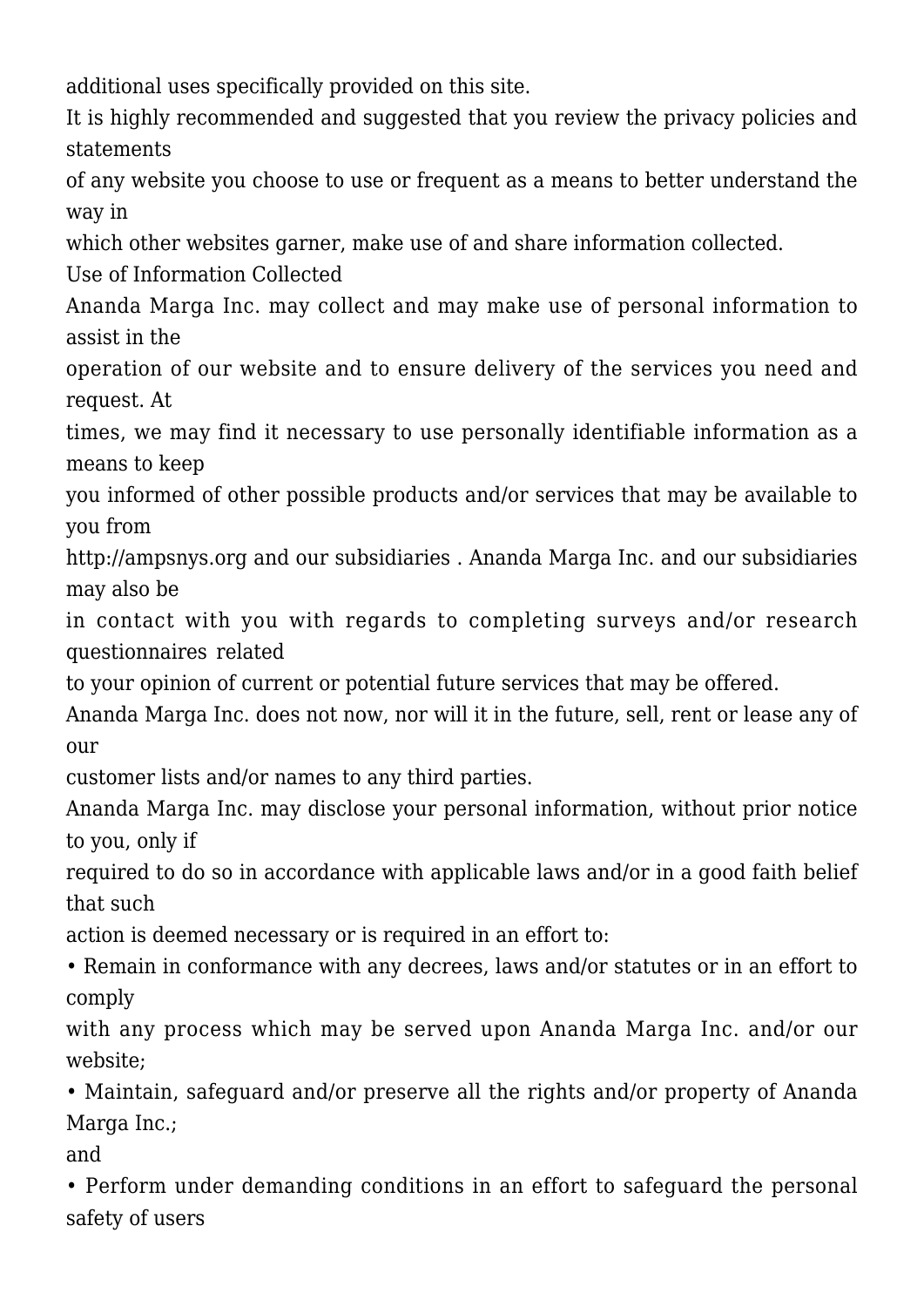additional uses specifically provided on this site.

It is highly recommended and suggested that you review the privacy policies and statements of any website you choose to use or frequent as a means to better understand the way in which other websites garner, make use of and share information collected.

## Use of Information Collected

Ananda Marga Inc. may collect and may make use of personal information to assist in the operation of our website and to ensure delivery of the services you need and request. At times, we may find it necessary to use personally identifiable information as a means to keep you informed of other possible products and/or services that may be available to you from http://ampsnys.org and our subsidiaries . Ananda Marga Inc. and our subsidiaries may also be in contact with you with regards to completing surveys and/or research questionnaires related to your opinion of current or potential future services that may be offered.

Ananda Marga Inc. does not now, nor will it in the future, sell, rent or lease any of our customer lists and/or names to any third parties.

Ananda Marga Inc. may disclose your personal information, without prior notice to you, only if required to do so in accordance with applicable laws and/or in a good faith belief that such action is deemed necessary or is required in an effort to:

- Remain in conformance with any decrees, laws and/or statutes or in an effort to comply with any process which may be served upon Ananda Marga Inc. and/or our website;
- Maintain, safeguard and/or preserve all the rights and/or property of Ananda Marga Inc.; and
- Perform under demanding conditions in an effort to safeguard the personal safety of users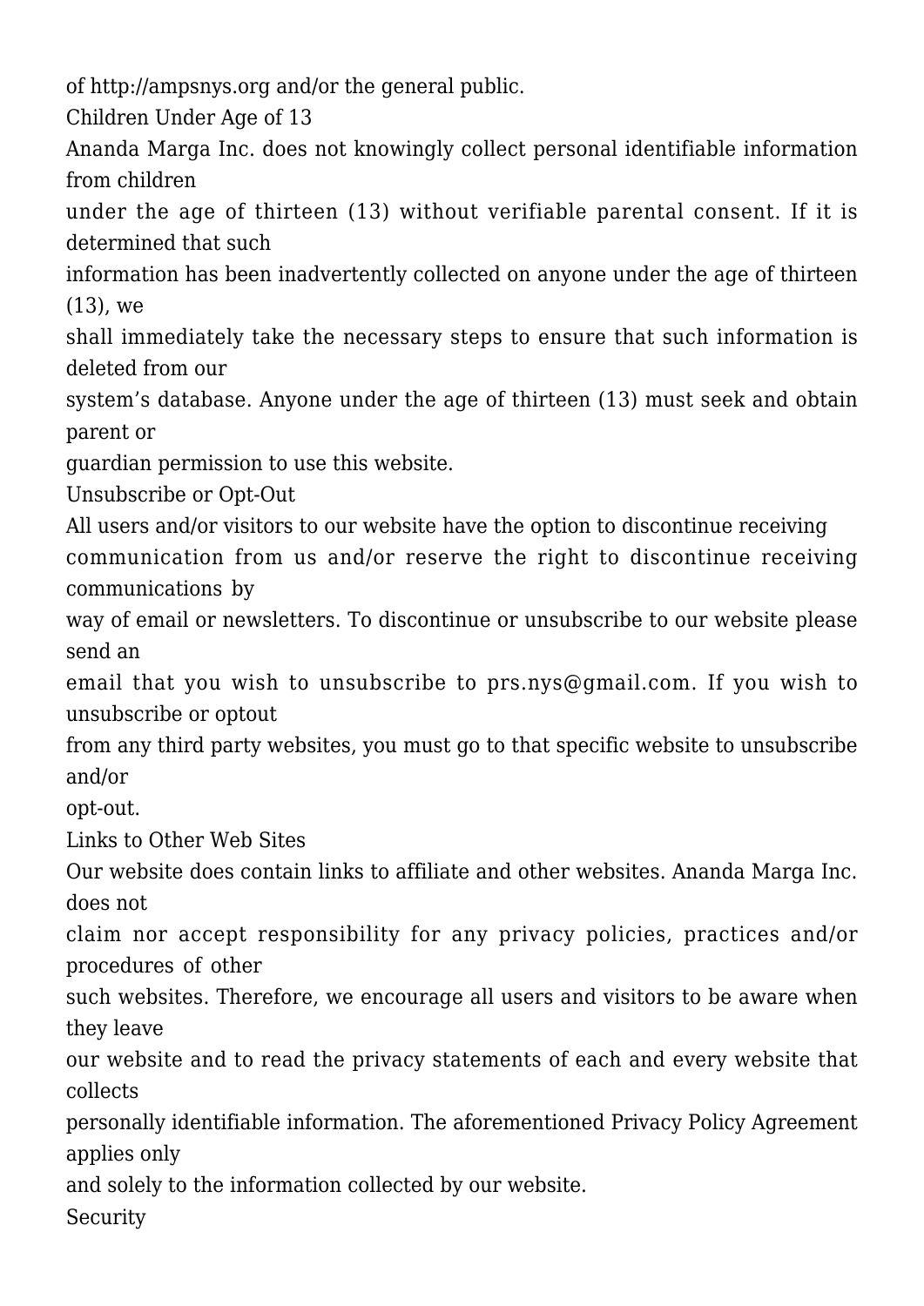of http://ampsnys.org and/or the general public.

## Children Under Age of 13

Ananda Marga Inc. does not knowingly collect personal identifiable information from children under the age of thirteen (13) without verifiable parental consent. If it is determined that such information has been inadvertently collected on anyone under the age of thirteen (13), we shall immediately take the necessary steps to ensure that such information is deleted from our system's database. Anyone under the age of thirteen (13) must seek and obtain parent or guardian permission to use this website.

## Unsubscribe or Opt-Out

All users and/or visitors to our website have the option to discontinue receiving communication from us and/or reserve the right to discontinue receiving communications by way of email or newsletters. To discontinue or unsubscribe to our website please send an email that you wish to unsubscribe to prs.nys@gmail.com. If you wish to unsubscribe or optout from any third party websites, you must go to that specific website to unsubscribe and/or opt-out.

## Links to Other Web Sites

Our website does contain links to affiliate and other websites. Ananda Marga Inc. does not claim nor accept responsibility for any privacy policies, practices and/or procedures of other such websites. Therefore, we encourage all users and visitors to be aware when they leave our website and to read the privacy statements of each and every website that collects personally identifiable information. The aforementioned Privacy Policy Agreement applies only and solely to the information collected by our website.

## Security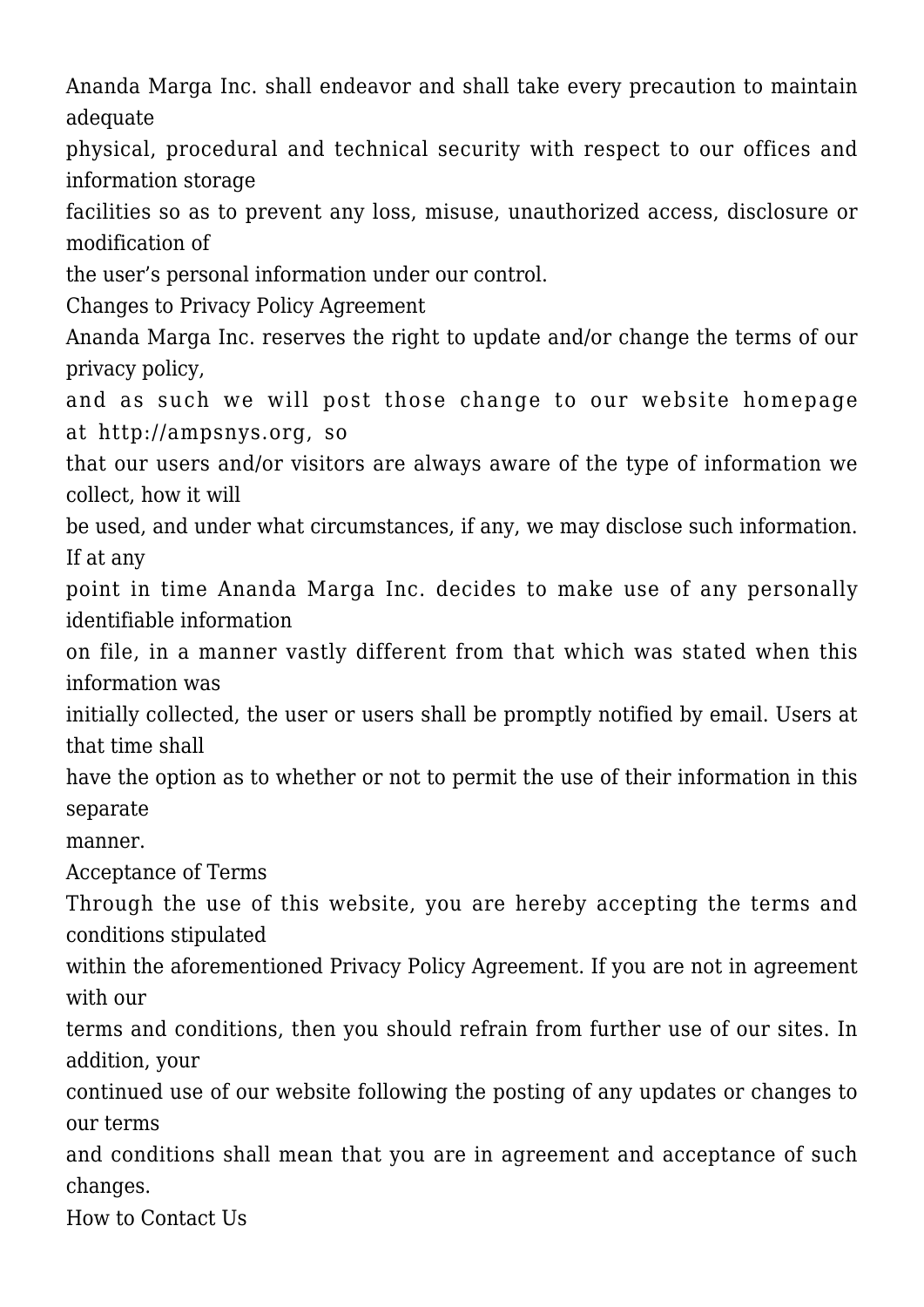Ananda Marga Inc. shall endeavor and shall take every precaution to maintain adequate physical, procedural and technical security with respect to our offices and information storage facilities so as to prevent any loss, misuse, unauthorized access, disclosure or modification of the user's personal information under our control.

## Changes to Privacy Policy Agreement

Ananda Marga Inc. reserves the right to update and/or change the terms of our privacy policy, and as such we will post those change to our website homepage at http://ampsnys.org, so that our users and/or visitors are always aware of the type of information we collect, how it will be used, and under what circumstances, if any, we may disclose such information. If at any point in time Ananda Marga Inc. decides to make use of any personally identifiable information on file, in a manner vastly different from that which was stated when this information was initially collected, the user or users shall be promptly notified by email. Users at that time shall have the option as to whether or not to permit the use of their information in this separate manner.

## Acceptance of Terms

Through the use of this website, you are hereby accepting the terms and conditions stipulated within the aforementioned Privacy Policy Agreement. If you are not in agreement with our terms and conditions, then you should refrain from further use of our sites. In addition, your continued use of our website following the posting of any updates or changes to our terms and conditions shall mean that you are in agreement and acceptance of such changes.

## How to Contact Us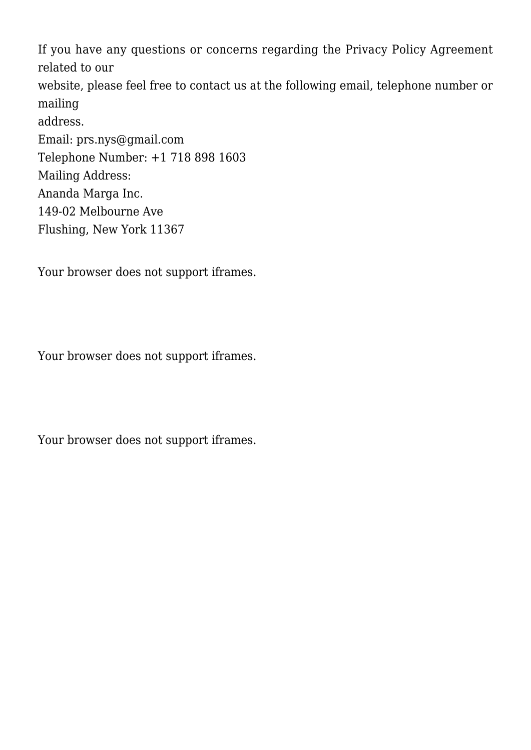If you have any questions or concerns regarding the Privacy Policy Agreement related to our website, please feel free to contact us at the following email, telephone number or mailing address.

Email: prs.nys@gmail.com

Telephone Number: +1 718 898 1603

Mailing Address:

Ananda Marga Inc.

149-02 Melbourne Ave

Flushing, New York 11367

Your browser does not support iframes.

Your browser does not support iframes.

Your browser does not support iframes.